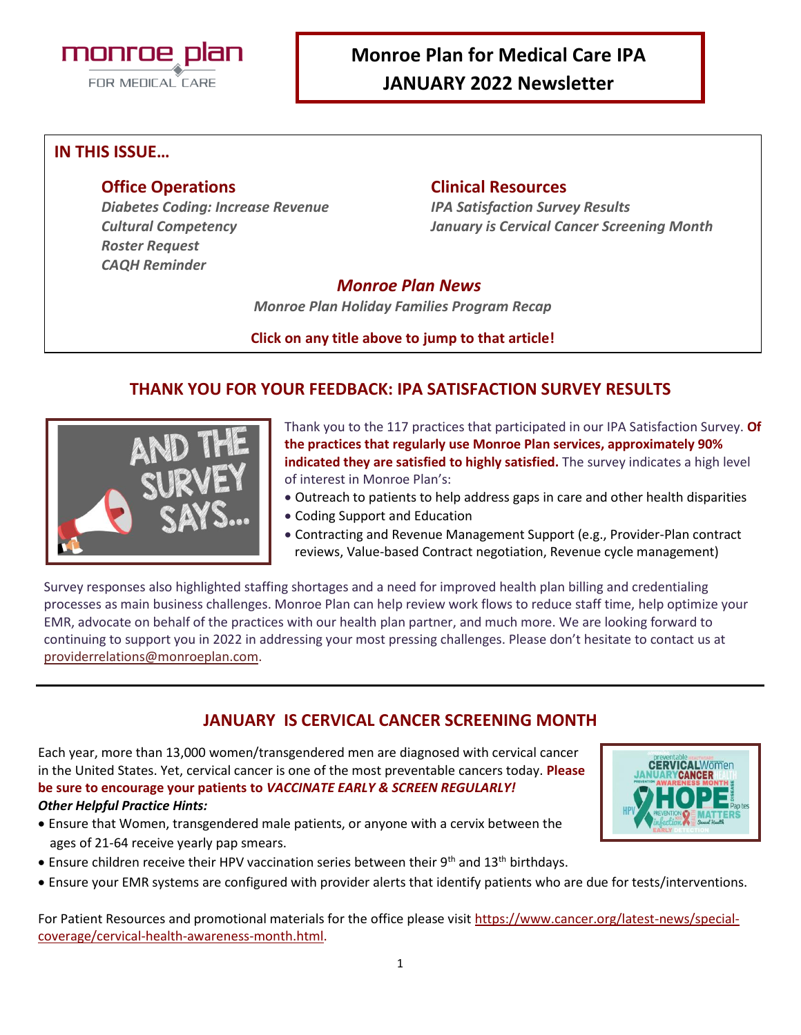monroe plan FOR MEDICAL CARE

# Monroe Plan for Medical Care IPA JANUARY 2022 Newsletter

**IN THIS ISSUE…**

**Office Operations**

*Diabetes Coding: Increase Revenue*
*Cultural Competency*
*Roster Request*
*CAQH Reminder*

**Clinical Resources**

*IPA Satisfaction Survey Results*
*January is Cervical Cancer Screening Month*

***Monroe Plan News***

*Monroe Plan Holiday Families Program Recap*

**Click on any title above to jump to that article!**

## THANK YOU FOR YOUR FEEDBACK: IPA SATISFACTION SURVEY RESULTS

Thank you to the 117 practices that participated in our IPA Satisfaction Survey. **Of the practices that regularly use Monroe Plan services, approximately 90% indicated they are satisfied to highly satisfied.** The survey indicates a high level of interest in Monroe Plan's:

- Outreach to patients to help address gaps in care and other health disparities
- Coding Support and Education
- Contracting and Revenue Management Support (e.g., Provider-Plan contract reviews, Value-based Contract negotiation, Revenue cycle management)

Survey responses also highlighted staffing shortages and a need for improved health plan billing and credentialing processes as main business challenges. Monroe Plan can help review work flows to reduce staff time, help optimize your EMR, advocate on behalf of the practices with our health plan partner, and much more. We are looking forward to continuing to support you in 2022 in addressing your most pressing challenges. Please don't hesitate to contact us at providerrelations@monroeplan.com.

## JANUARY IS CERVICAL CANCER SCREENING MONTH

Each year, more than 13,000 women/transgendered men are diagnosed with cervical cancer in the United States. Yet, cervical cancer is one of the most preventable cancers today. **Please be sure to encourage your patients to *VACCINATE EARLY & SCREEN REGULARLY!***

***Other Helpful Practice Hints:***

- Ensure that Women, transgendered male patients, or anyone with a cervix between the ages of 21-64 receive yearly pap smears.
- Ensure children receive their HPV vaccination series between their 9th and 13th birthdays.
- Ensure your EMR systems are configured with provider alerts that identify patients who are due for tests/interventions.

For Patient Resources and promotional materials for the office please visit https://www.cancer.org/latest-news/special-coverage/cervical-health-awareness-month.html.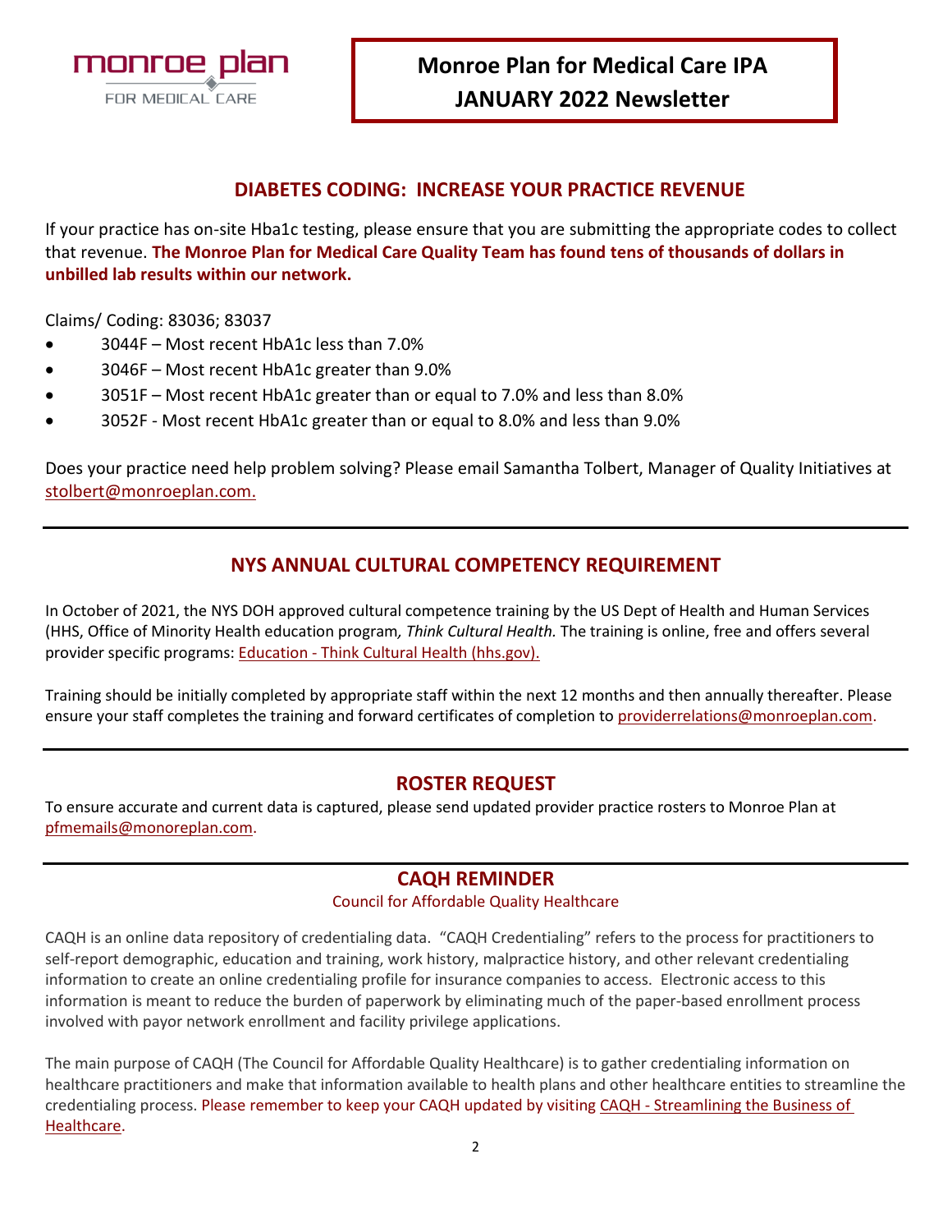monroe plan FOR MEDICAL CARE

# Monroe Plan for Medical Care IPA JANUARY 2022 Newsletter

## DIABETES CODING: INCREASE YOUR PRACTICE REVENUE

If your practice has on-site Hba1c testing, please ensure that you are submitting the appropriate codes to collect that revenue. **The Monroe Plan for Medical Care Quality Team has found tens of thousands of dollars in unbilled lab results within our network.**

Claims/ Coding: 83036; 83037

- 3044F – Most recent HbA1c less than 7.0%
- 3046F – Most recent HbA1c greater than 9.0%
- 3051F – Most recent HbA1c greater than or equal to 7.0% and less than 8.0%
- 3052F - Most recent HbA1c greater than or equal to 8.0% and less than 9.0%

Does your practice need help problem solving? Please email Samantha Tolbert, Manager of Quality Initiatives at stolbert@monroeplan.com.

---

## NYS ANNUAL CULTURAL COMPETENCY REQUIREMENT

In October of 2021, the NYS DOH approved cultural competence training by the US Dept of Health and Human Services (HHS, Office of Minority Health education program*, Think Cultural Health.* The training is online, free and offers several provider specific programs: Education - Think Cultural Health (hhs.gov).

Training should be initially completed by appropriate staff within the next 12 months and then annually thereafter. Please ensure your staff completes the training and forward certificates of completion to providerrelations@monroeplan.com.

---

## ROSTER REQUEST

To ensure accurate and current data is captured, please send updated provider practice rosters to Monroe Plan at pfmemails@monoreplan.com.

---

## CAQH REMINDER

Council for Affordable Quality Healthcare

CAQH is an online data repository of credentialing data. "CAQH Credentialing" refers to the process for practitioners to self-report demographic, education and training, work history, malpractice history, and other relevant credentialing information to create an online credentialing profile for insurance companies to access. Electronic access to this information is meant to reduce the burden of paperwork by eliminating much of the paper-based enrollment process involved with payor network enrollment and facility privilege applications.

The main purpose of CAQH (The Council for Affordable Quality Healthcare) is to gather credentialing information on healthcare practitioners and make that information available to health plans and other healthcare entities to streamline the credentialing process. Please remember to keep your CAQH updated by visiting CAQH - Streamlining the Business of Healthcare.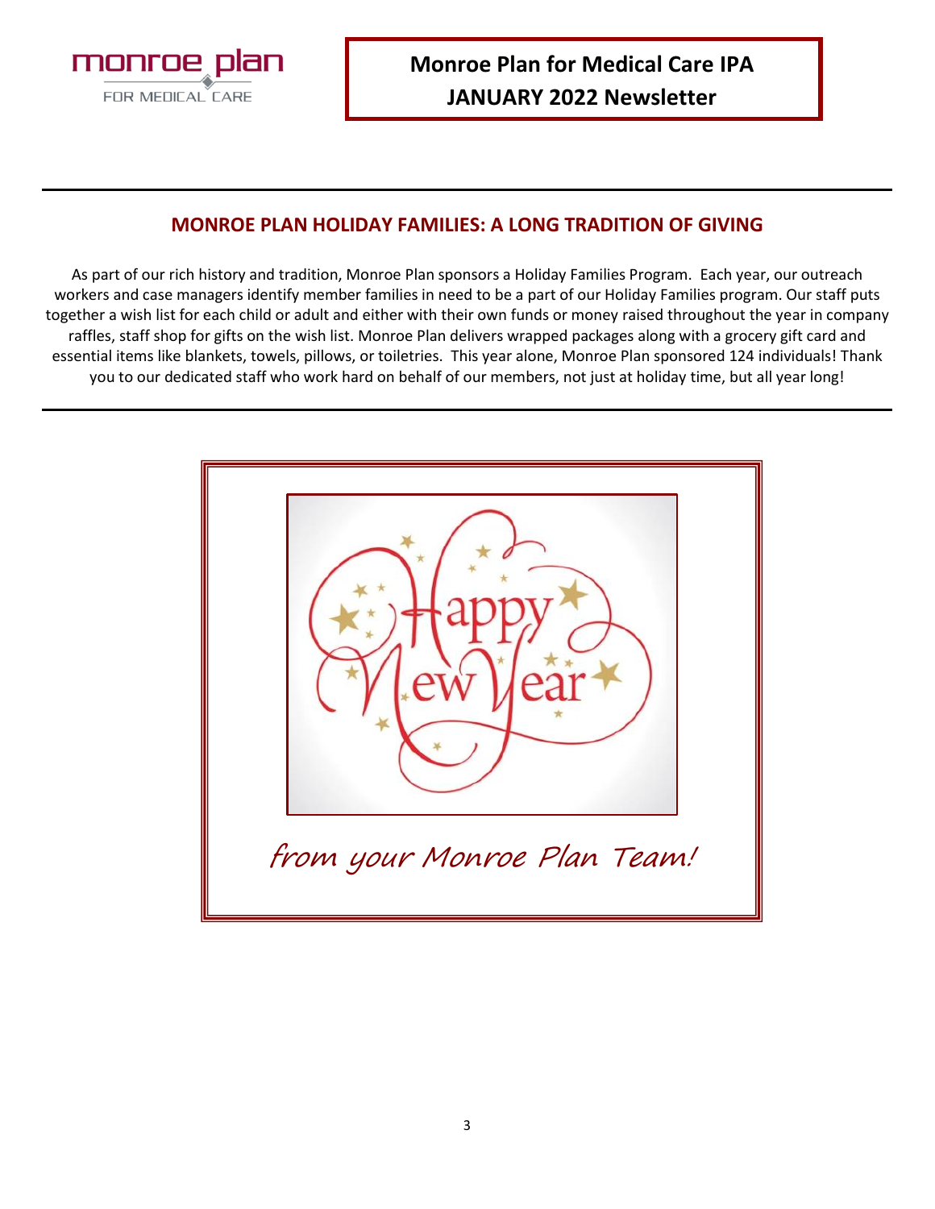monroe plan

FOR MEDICAL CARE

**Monroe Plan for Medical Care IPA**
**JANUARY 2022 Newsletter**

## MONROE PLAN HOLIDAY FAMILIES: A LONG TRADITION OF GIVING

As part of our rich history and tradition, Monroe Plan sponsors a Holiday Families Program. Each year, our outreach workers and case managers identify member families in need to be a part of our Holiday Families program. Our staff puts together a wish list for each child or adult and either with their own funds or money raised throughout the year in company raffles, staff shop for gifts on the wish list. Monroe Plan delivers wrapped packages along with a grocery gift card and essential items like blankets, towels, pillows, or toiletries. This year alone, Monroe Plan sponsored 124 individuals! Thank you to our dedicated staff who work hard on behalf of our members, not just at holiday time, but all year long!

Happy New Year

*from your Monroe Plan Team!*